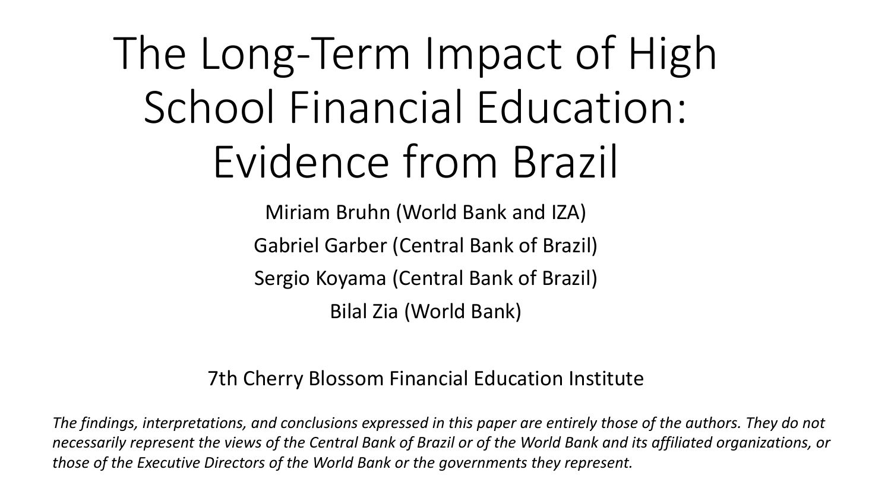# The Long-Term Impact of High School Financial Education: Evidence from Brazil

Miriam Bruhn (World Bank and IZA)

Gabriel Garber (Central Bank of Brazil)

Sergio Koyama (Central Bank of Brazil)

Bilal Zia (World Bank)

7th Cherry Blossom Financial Education Institute

*The findings, interpretations, and conclusions expressed in this paper are entirely those of the authors. They do not necessarily represent the views of the Central Bank of Brazil or of the World Bank and its affiliated organizations, or those of the Executive Directors of the World Bank or the governments they represent.*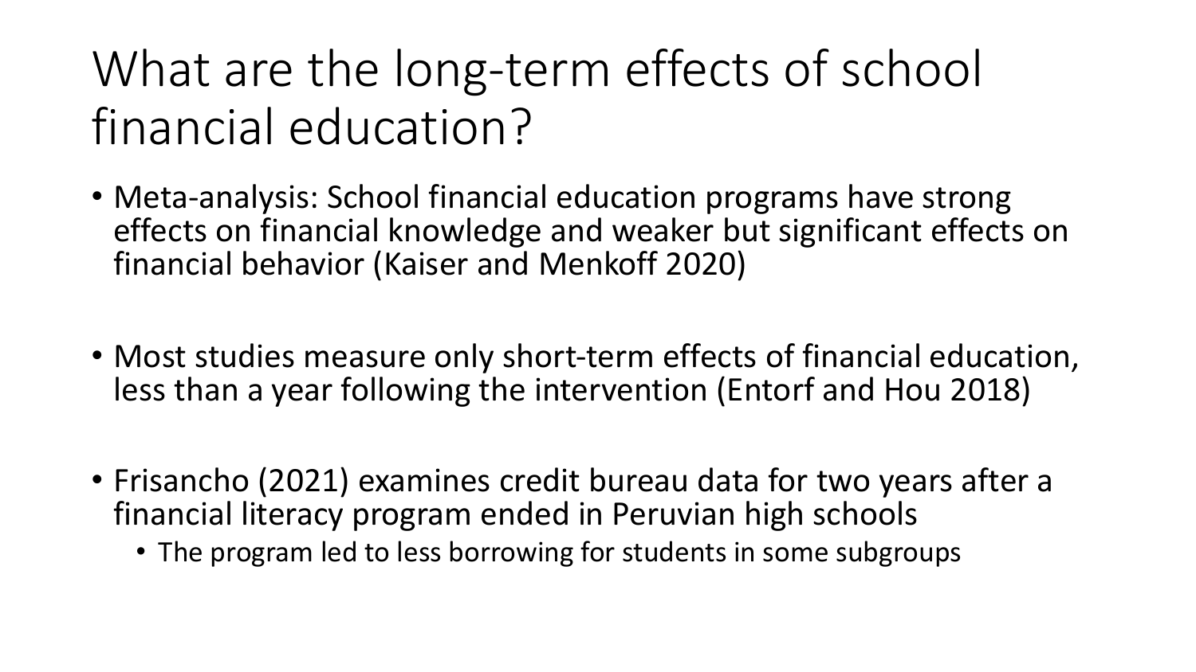# What are the long-term effects of school financial education?

- Meta-analysis: School financial education programs have strong effects on financial knowledge and weaker but significant effects on financial behavior (Kaiser and Menkoff 2020)
- Most studies measure only short-term effects of financial education, less than a year following the intervention (Entorf and Hou 2018)
- Frisancho (2021) examines credit bureau data for two years after a financial literacy program ended in Peruvian high schools
  - The program led to less borrowing for students in some subgroups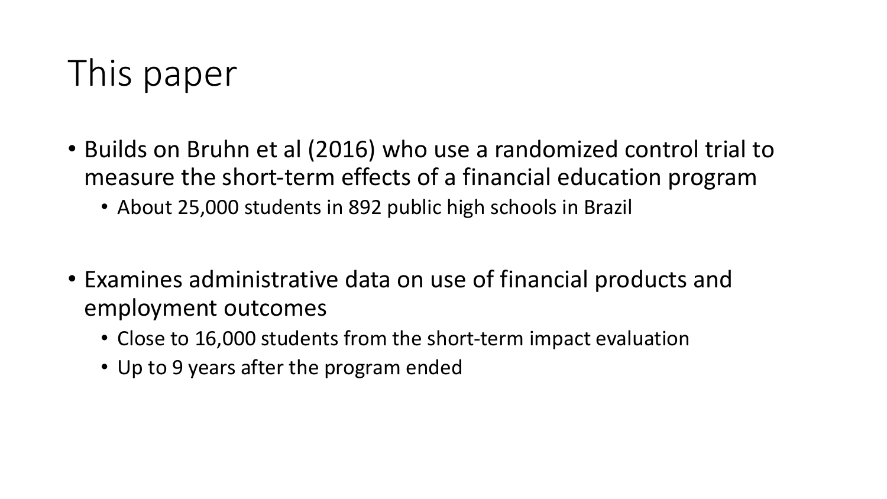# This paper

- Builds on Bruhn et al (2016) who use a randomized control trial to measure the short-term effects of a financial education program
  - About 25,000 students in 892 public high schools in Brazil
- Examines administrative data on use of financial products and employment outcomes
  - Close to 16,000 students from the short-term impact evaluation
  - Up to 9 years after the program ended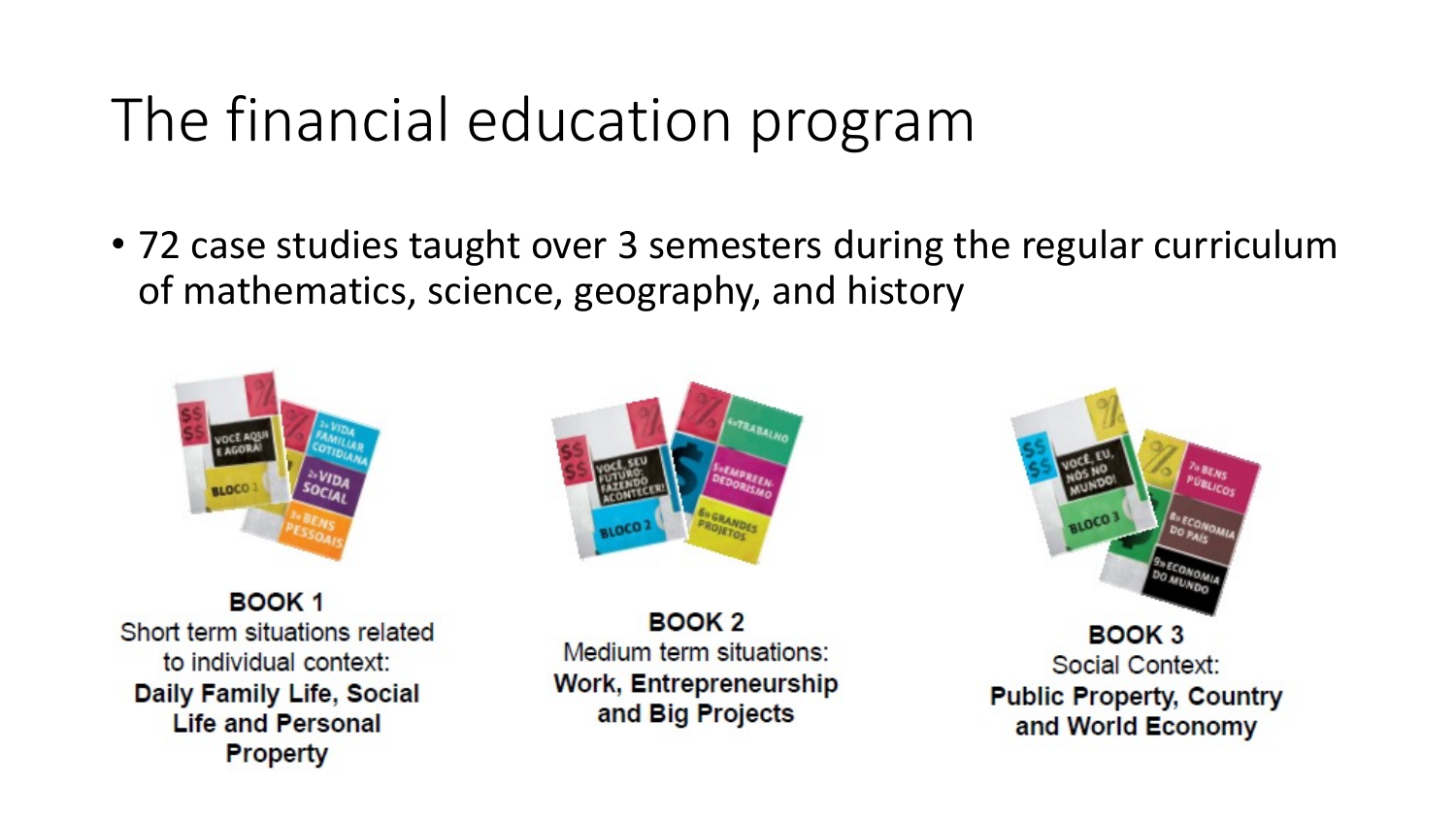# The financial education program

- 72 case studies taught over 3 semesters during the regular curriculum of mathematics, science, geography, and history

**BOOK 1**
Short term situations related to individual context:
**Daily Family Life, Social Life and Personal Property**

**BOOK 2**
Medium term situations:
**Work, Entrepreneurship and Big Projects**

**BOOK 3**
Social Context:
**Public Property, Country and World Economy**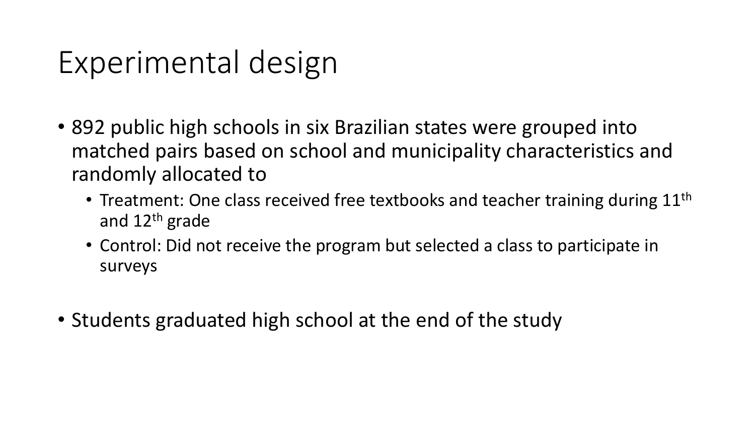# Experimental design

- 892 public high schools in six Brazilian states were grouped into matched pairs based on school and municipality characteristics and randomly allocated to
  - Treatment: One class received free textbooks and teacher training during $11^{th}$ and $12^{th}$ grade
  - Control: Did not receive the program but selected a class to participate in surveys
- Students graduated high school at the end of the study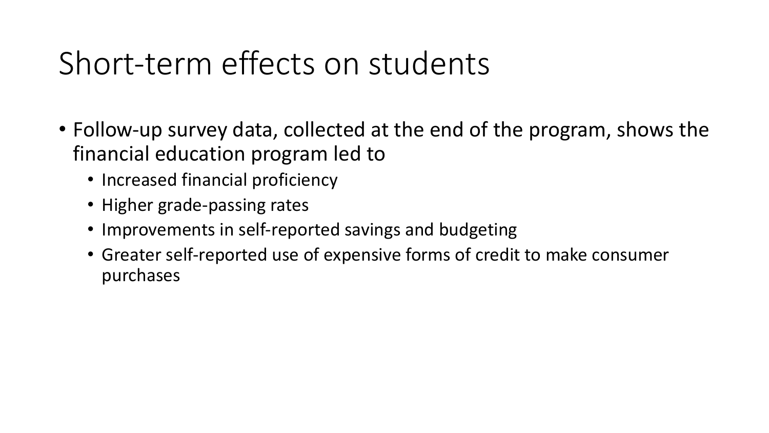# Short-term effects on students

- Follow-up survey data, collected at the end of the program, shows the financial education program led to
  - Increased financial proficiency
  - Higher grade-passing rates
  - Improvements in self-reported savings and budgeting
  - Greater self-reported use of expensive forms of credit to make consumer purchases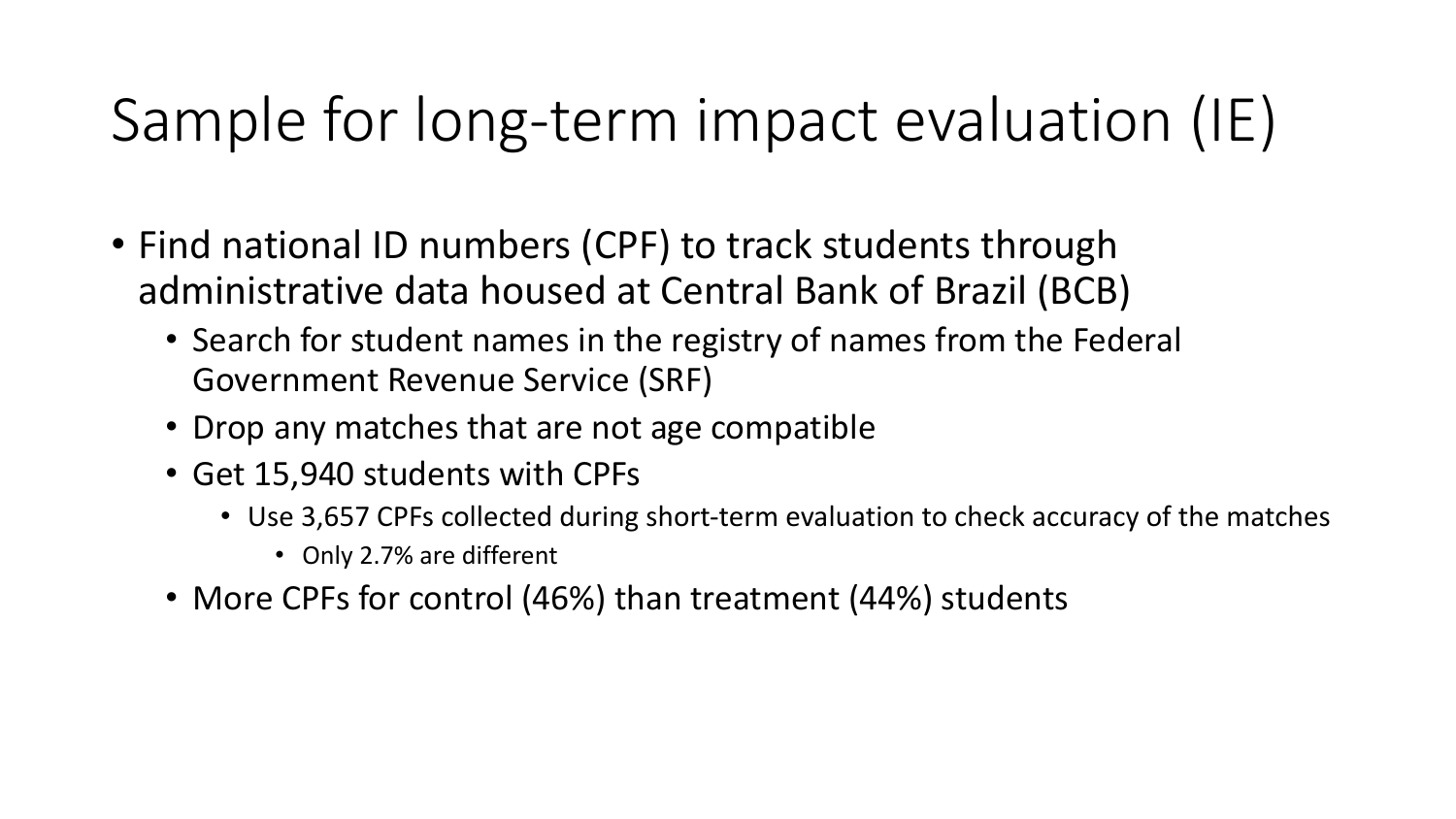# Sample for long-term impact evaluation (IE)

- Find national ID numbers (CPF) to track students through administrative data housed at Central Bank of Brazil (BCB)
  - Search for student names in the registry of names from the Federal Government Revenue Service (SRF)
  - Drop any matches that are not age compatible
  - Get 15,940 students with CPFs
    - Use 3,657 CPFs collected during short-term evaluation to check accuracy of the matches
      - Only 2.7% are different
  - More CPFs for control (46%) than treatment (44%) students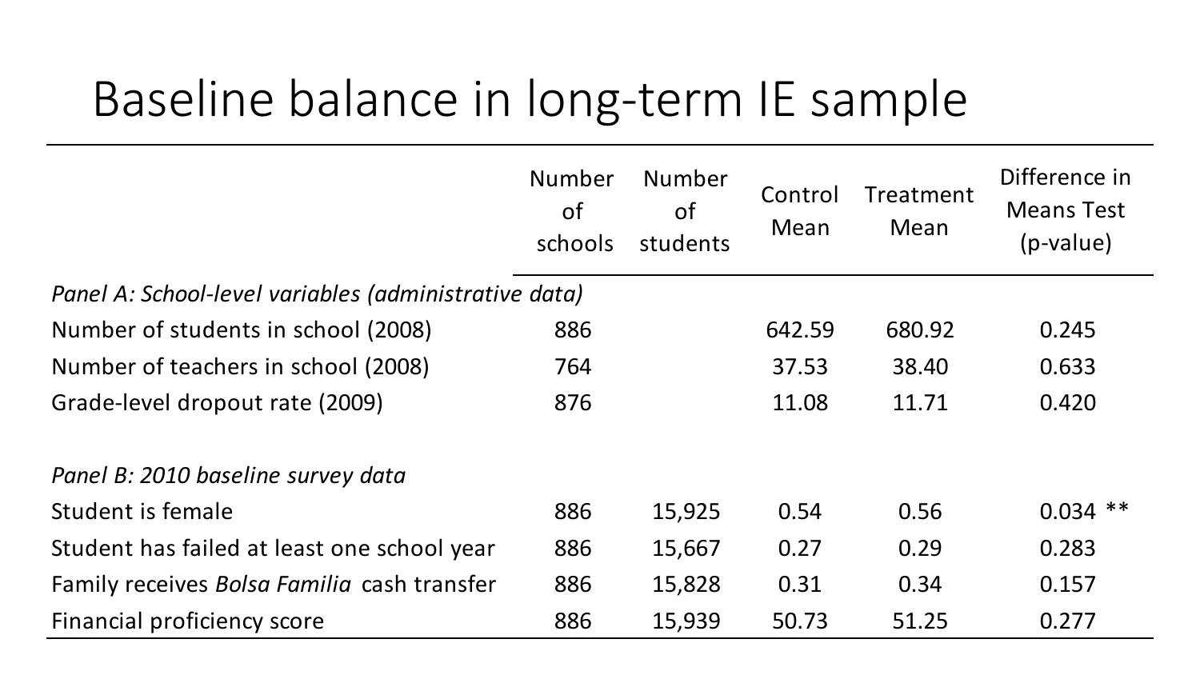# Baseline balance in long-term IE sample

| | Number of schools | Number of students | Control Mean | Treatment Mean | Difference in Means Test (p-value) |
|---|---|---|---|---|---|
| *Panel A: School-level variables (administrative data)* | | | | | |
| Number of students in school (2008) | 886 | | 642.59 | 680.92 | 0.245 |
| Number of teachers in school (2008) | 764 | | 37.53 | 38.40 | 0.633 |
| Grade-level dropout rate (2009) | 876 | | 11.08 | 11.71 | 0.420 |
| | | | | | |
| *Panel B: 2010 baseline survey data* | | | | | |
| Student is female | 886 | 15,925 | 0.54 | 0.56 | 0.034 ** |
| Student has failed at least one school year | 886 | 15,667 | 0.27 | 0.29 | 0.283 |
| Family receives *Bolsa Familia* cash transfer | 886 | 15,828 | 0.31 | 0.34 | 0.157 |
| Financial proficiency score | 886 | 15,939 | 50.73 | 51.25 | 0.277 |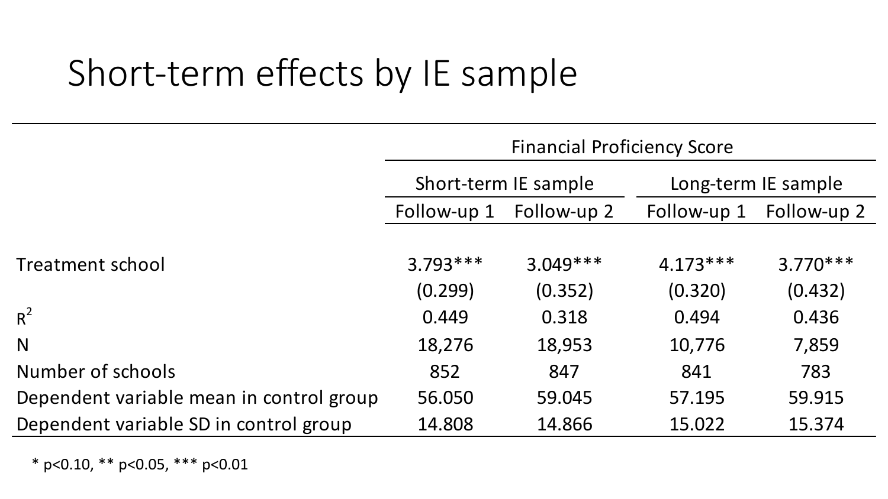# Short-term effects by IE sample

| | Financial Proficiency Score | | | |
|---|---|---|---|---|
| | Short-term IE sample | | Long-term IE sample | |
| | Follow-up 1 | Follow-up 2 | Follow-up 1 | Follow-up 2 |
| Treatment school | 3.793*** | 3.049*** | 4.173*** | 3.770*** |
| | (0.299) | (0.352) | (0.320) | (0.432) |
| $R^2$ | 0.449 | 0.318 | 0.494 | 0.436 |
| N | 18,276 | 18,953 | 10,776 | 7,859 |
| Number of schools | 852 | 847 | 841 | 783 |
| Dependent variable mean in control group | 56.050 | 59.045 | 57.195 | 59.915 |
| Dependent variable SD in control group | 14.808 | 14.866 | 15.022 | 15.374 |

* p<0.10, ** p<0.05, *** p<0.01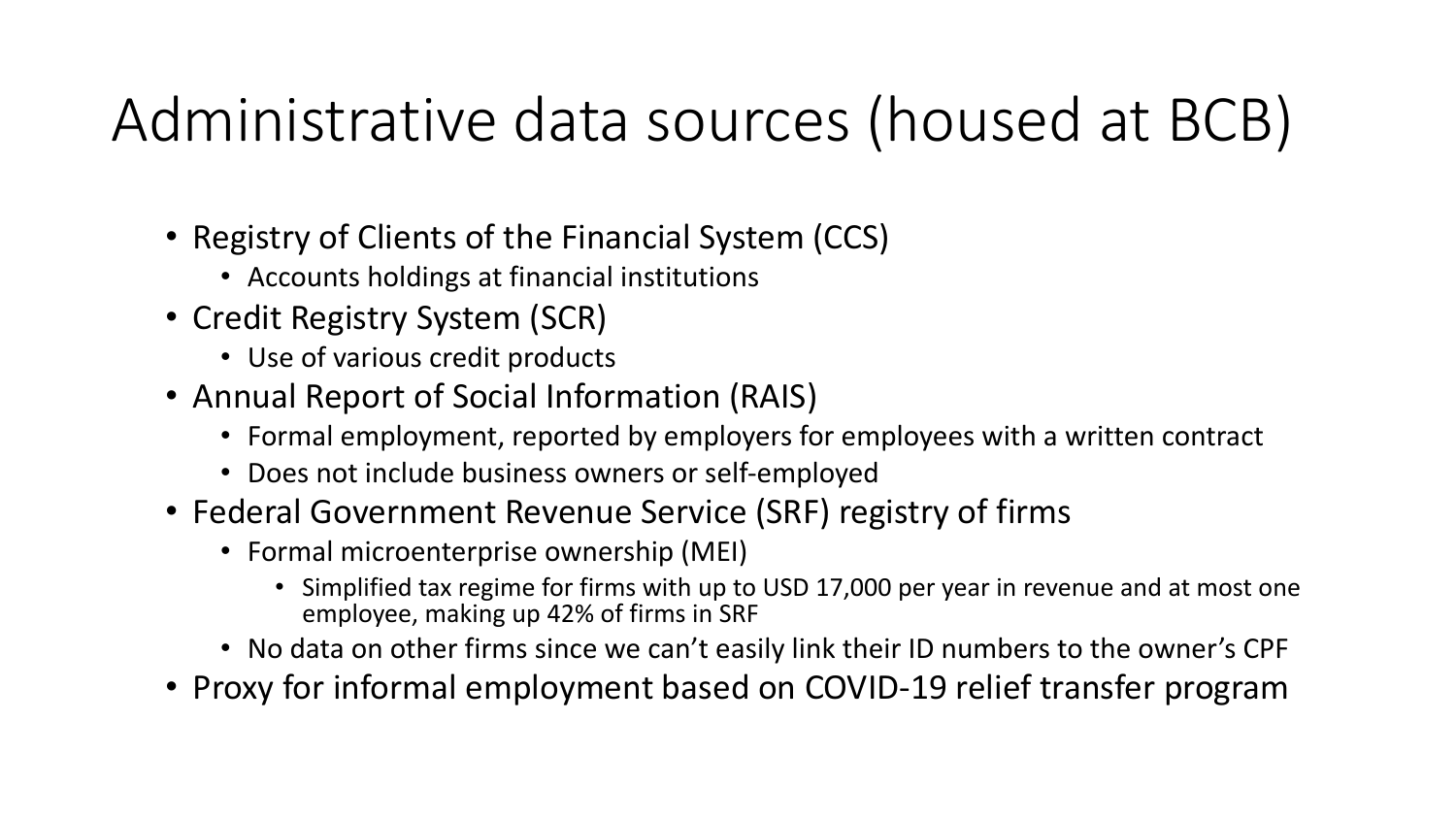# Administrative data sources (housed at BCB)

- Registry of Clients of the Financial System (CCS)
  - Accounts holdings at financial institutions
- Credit Registry System (SCR)
  - Use of various credit products
- Annual Report of Social Information (RAIS)
  - Formal employment, reported by employers for employees with a written contract
  - Does not include business owners or self-employed
- Federal Government Revenue Service (SRF) registry of firms
  - Formal microenterprise ownership (MEI)
    - Simplified tax regime for firms with up to USD 17,000 per year in revenue and at most one employee, making up 42% of firms in SRF
  - No data on other firms since we can't easily link their ID numbers to the owner's CPF
- Proxy for informal employment based on COVID-19 relief transfer program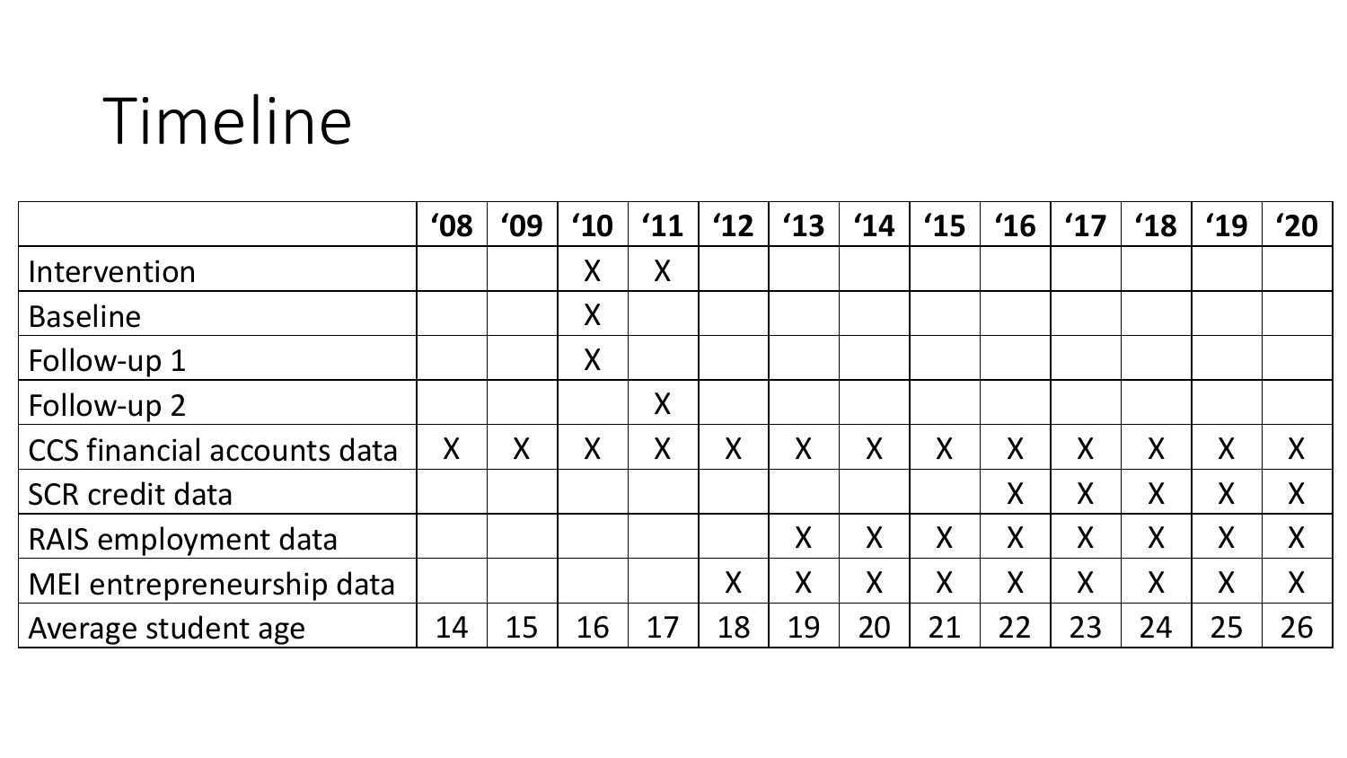# Timeline

| | '08 | '09 | '10 | '11 | '12 | '13 | '14 | '15 | '16 | '17 | '18 | '19 | '20 |
|---|---|---|---|---|---|---|---|---|---|---|---|---|---|
| Intervention | | | X | X | | | | | | | | | |
| Baseline | | | X | | | | | | | | | | |
| Follow-up 1 | | | X | | | | | | | | | | |
| Follow-up 2 | | | | X | | | | | | | | | |
| CCS financial accounts data | X | X | X | X | X | X | X | X | X | X | X | X | X |
| SCR credit data | | | | | | | | | X | X | X | X | X |
| RAIS employment data | | | | | | X | X | X | X | X | X | X | X |
| MEI entrepreneurship data | | | | | X | X | X | X | X | X | X | X | X |
| Average student age | 14 | 15 | 16 | 17 | 18 | 19 | 20 | 21 | 22 | 23 | 24 | 25 | 26 |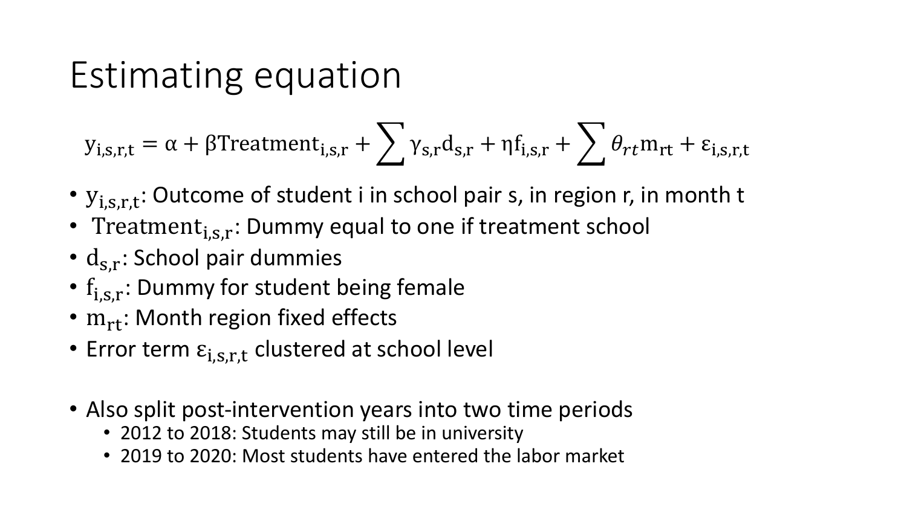# Estimating equation

$$y_{i,s,r,t} = \alpha + \beta \text{Treatment}_{i,s,r} + \sum \gamma_{s,r} d_{s,r} + \eta f_{i,s,r} + \sum \theta_{rt} m_{rt} + \varepsilon_{i,s,r,t}$$

- $y_{i,s,r,t}$: Outcome of student i in school pair s, in region r, in month t
- $\text{Treatment}_{i,s,r}$: Dummy equal to one if treatment school
- $d_{s,r}$: School pair dummies
- $f_{i,s,r}$: Dummy for student being female
- $m_{rt}$: Month region fixed effects
- Error term $\varepsilon_{i,s,r,t}$ clustered at school level

- Also split post-intervention years into two time periods
  - 2012 to 2018: Students may still be in university
  - 2019 to 2020: Most students have entered the labor market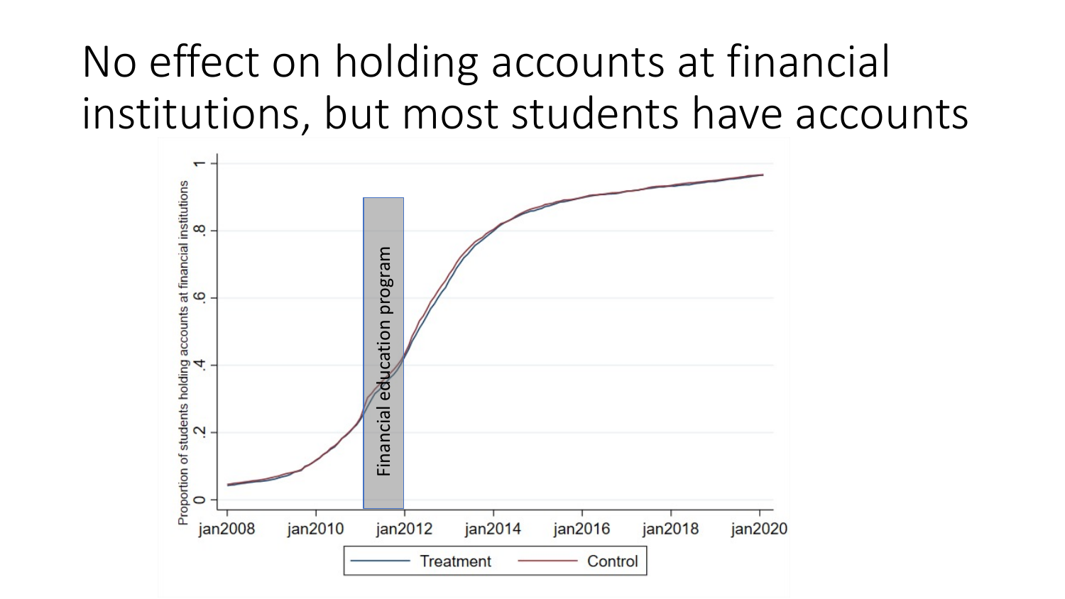# No effect on holding accounts at financial institutions, but most students have accounts

Proportion of students holding accounts at financial institutions

Financial education program

jan2008 jan2010 jan2012 jan2014 jan2016 jan2018 jan2020

Treatment Control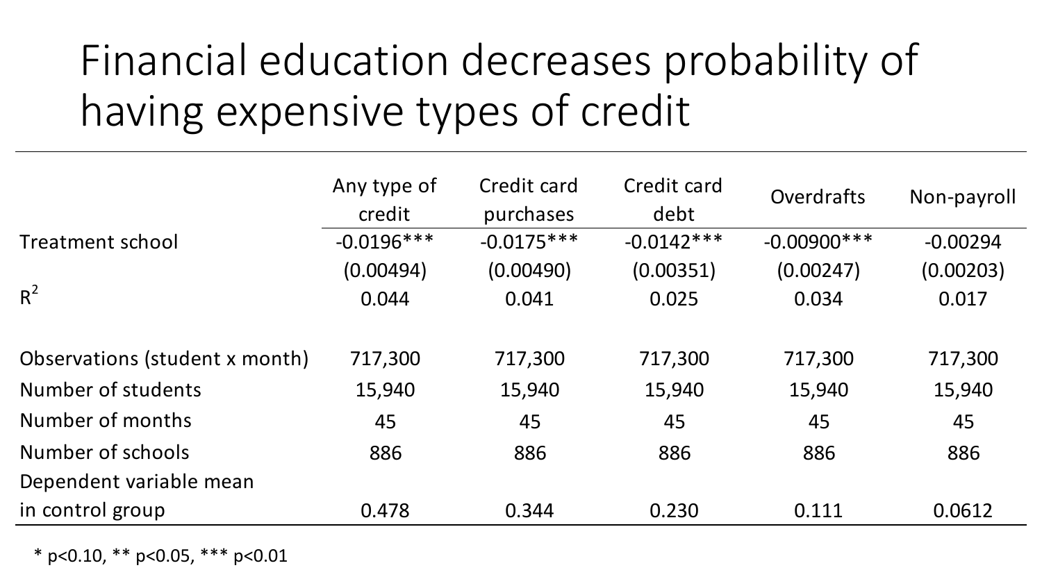# Financial education decreases probability of having expensive types of credit

| | Any type of credit | Credit card purchases | Credit card debt | Overdrafts | Non-payroll |
|---|---|---|---|---|---|
| Treatment school | -0.0196*** | -0.0175*** | -0.0142*** | -0.00900*** | -0.00294 |
| | (0.00494) | (0.00490) | (0.00351) | (0.00247) | (0.00203) |
| $R^2$ | 0.044 | 0.041 | 0.025 | 0.034 | 0.017 |
| | | | | | |
| Observations (student x month) | 717,300 | 717,300 | 717,300 | 717,300 | 717,300 |
| Number of students | 15,940 | 15,940 | 15,940 | 15,940 | 15,940 |
| Number of months | 45 | 45 | 45 | 45 | 45 |
| Number of schools | 886 | 886 | 886 | 886 | 886 |
| Dependent variable mean in control group | 0.478 | 0.344 | 0.230 | 0.111 | 0.0612 |

* p<0.10, ** p<0.05, *** p<0.01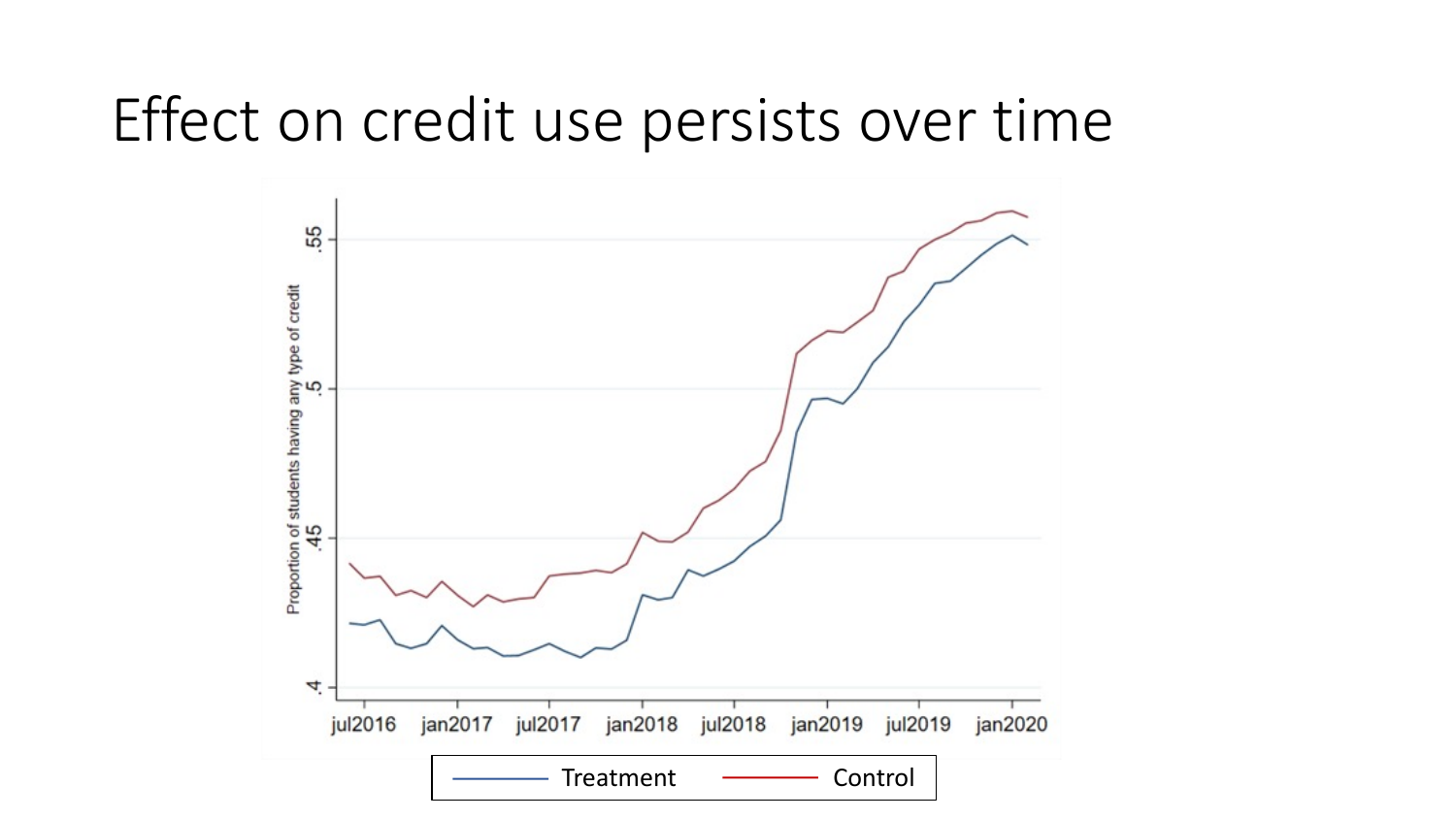# Effect on credit use persists over time

Proportion of students having any type of credit

.4 .45 .5 .55

jul2016 jan2017 jul2017 jan2018 jul2018 jan2019 jul2019 jan2020

Treatment Control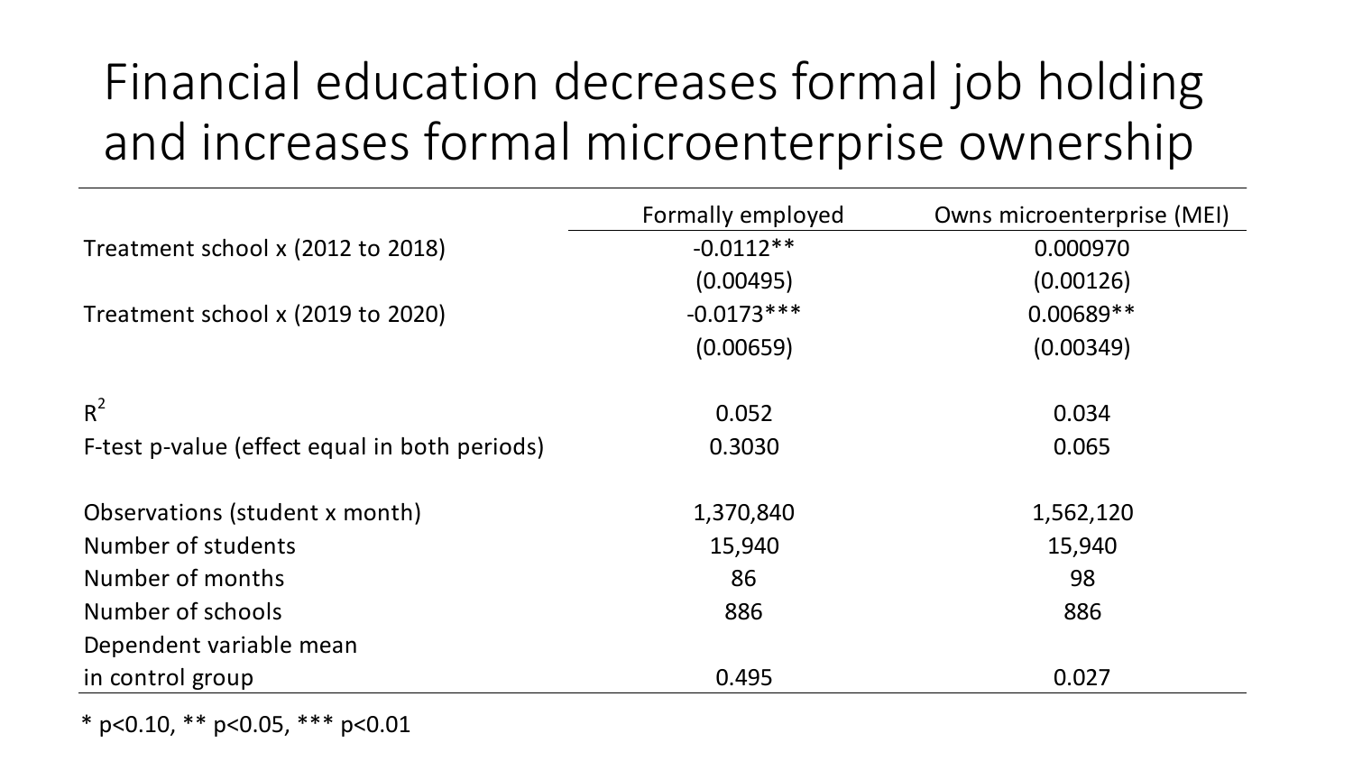# Financial education decreases formal job holding and increases formal microenterprise ownership

| | Formally employed | Owns microenterprise (MEI) |
|---|---|---|
| Treatment school x (2012 to 2018) | -0.0112** | 0.000970 |
| | (0.00495) | (0.00126) |
| Treatment school x (2019 to 2020) | -0.0173*** | 0.00689** |
| | (0.00659) | (0.00349) |
| | | |
| $R^2$ | 0.052 | 0.034 |
| F-test p-value (effect equal in both periods) | 0.3030 | 0.065 |
| | | |
| Observations (student x month) | 1,370,840 | 1,562,120 |
| Number of students | 15,940 | 15,940 |
| Number of months | 86 | 98 |
| Number of schools | 886 | 886 |
| Dependent variable mean in control group | 0.495 | 0.027 |

* p<0.10, ** p<0.05, *** p<0.01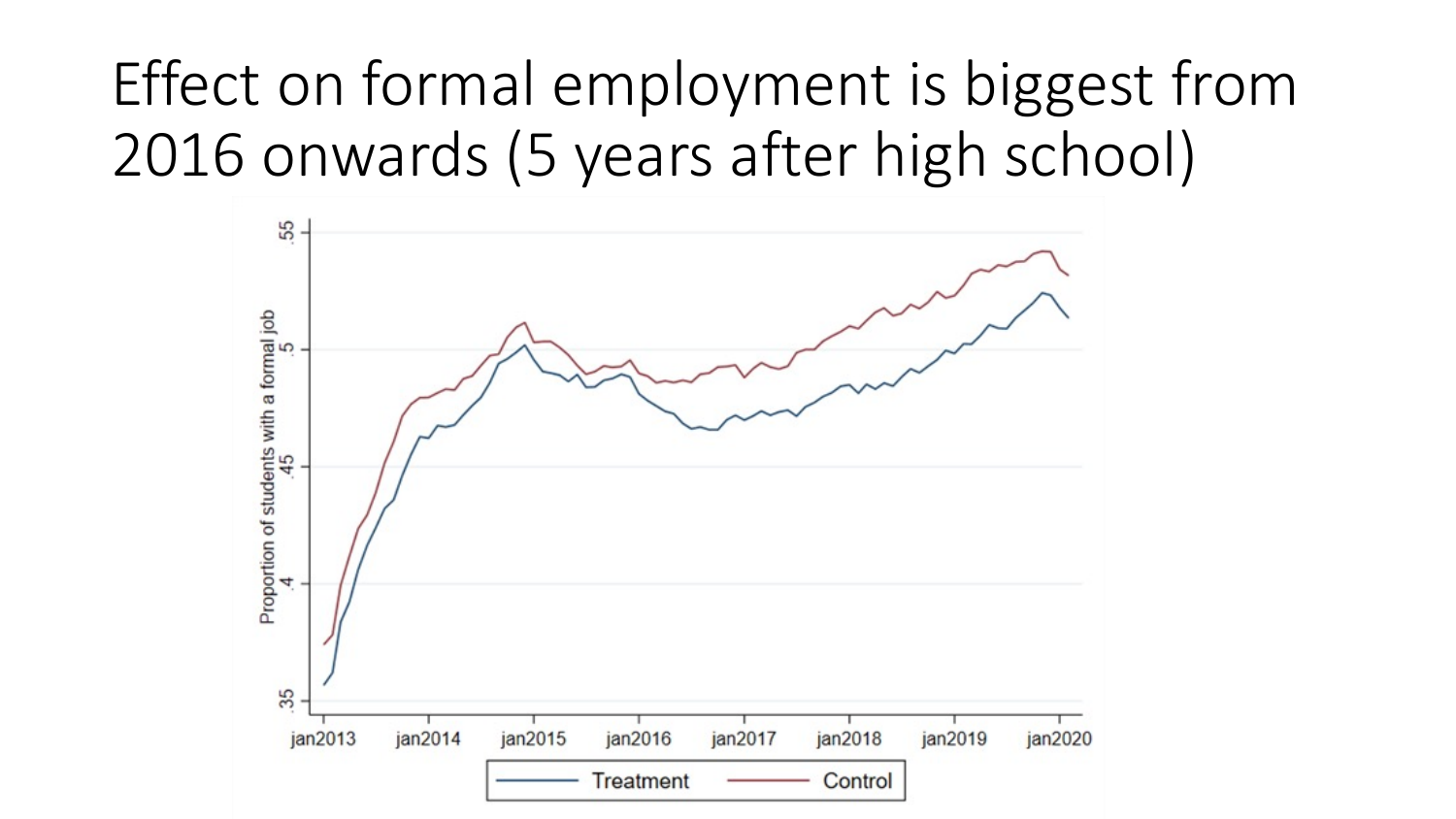# Effect on formal employment is biggest from 2016 onwards (5 years after high school)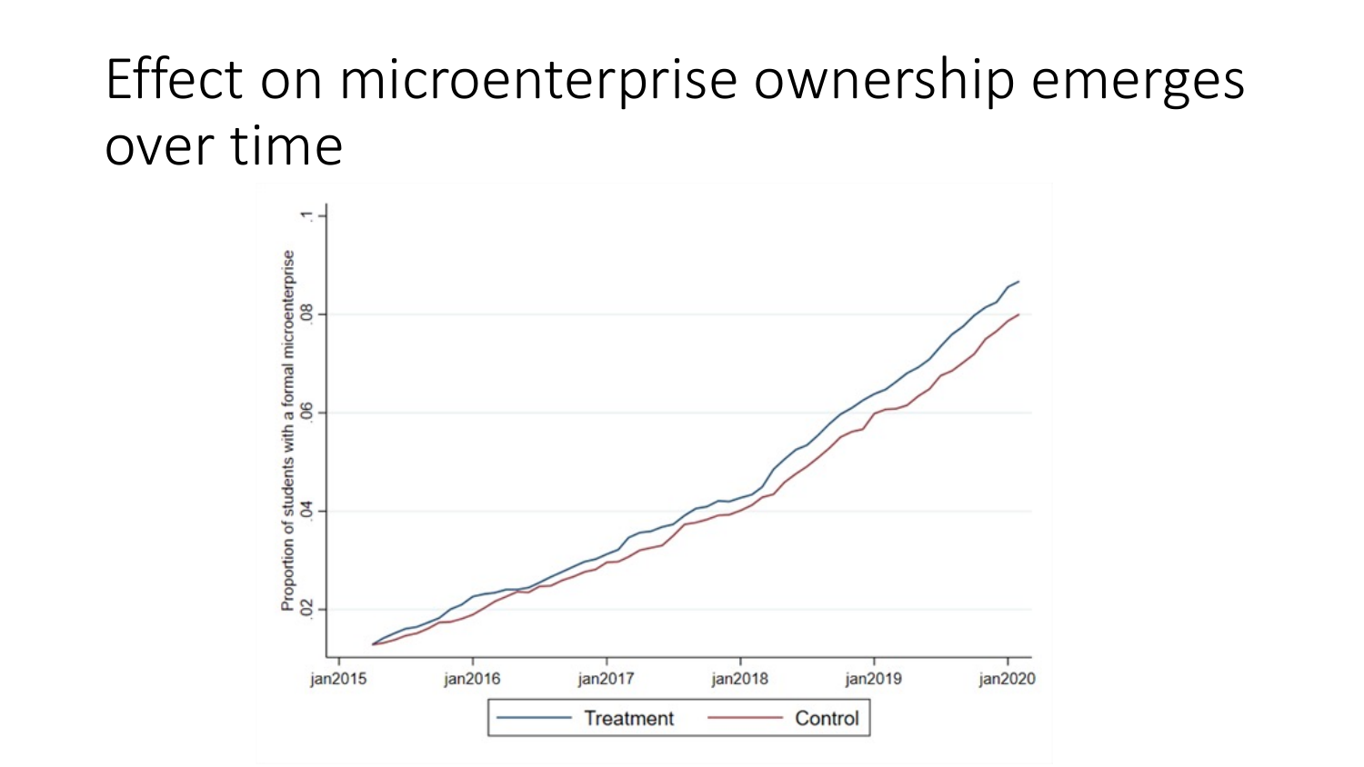# Effect on microenterprise ownership emerges over time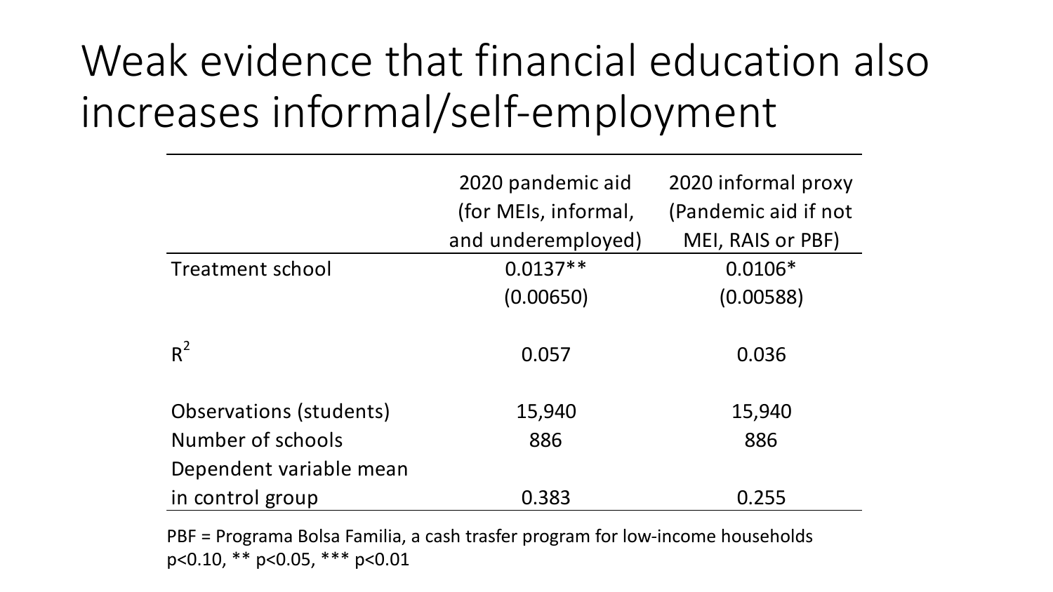# Weak evidence that financial education also increases informal/self-employment

| | 2020 pandemic aid (for MEIs, informal, and underemployed) | 2020 informal proxy (Pandemic aid if not MEI, RAIS or PBF) |
|---|---|---|
| Treatment school | 0.0137** | 0.0106* |
| | (0.00650) | (0.00588) |
| $R^2$ | 0.057 | 0.036 |
| Observations (students) | 15,940 | 15,940 |
| Number of schools | 886 | 886 |
| Dependent variable mean in control group | 0.383 | 0.255 |

PBF = Programa Bolsa Familia, a cash trasfer program for low-income households
p<0.10, ** p<0.05, *** p<0.01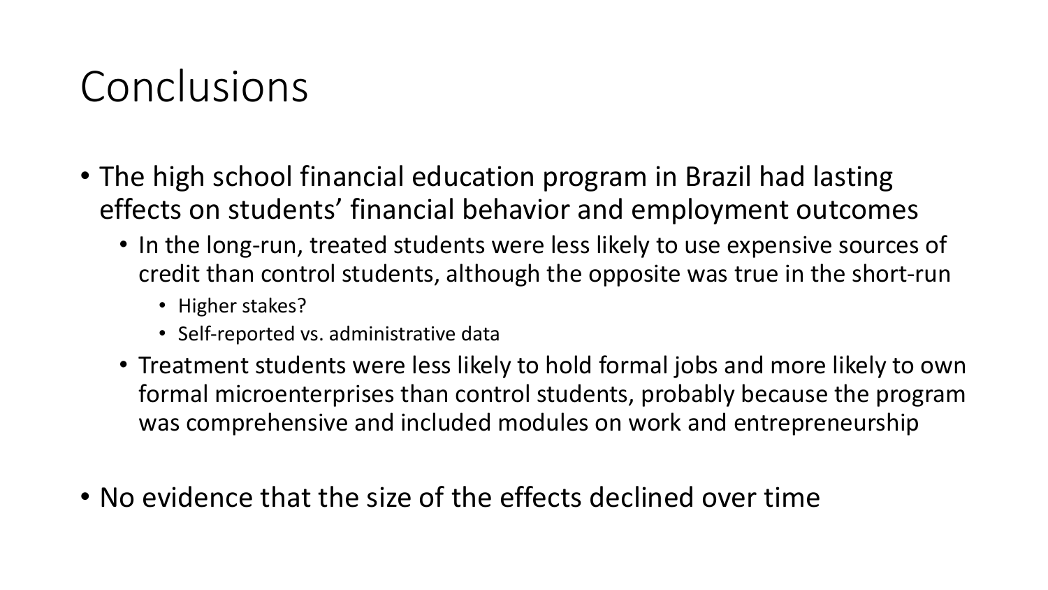# Conclusions

- The high school financial education program in Brazil had lasting effects on students' financial behavior and employment outcomes
  - In the long-run, treated students were less likely to use expensive sources of credit than control students, although the opposite was true in the short-run
    - Higher stakes?
    - Self-reported vs. administrative data
  - Treatment students were less likely to hold formal jobs and more likely to own formal microenterprises than control students, probably because the program was comprehensive and included modules on work and entrepreneurship

- No evidence that the size of the effects declined over time